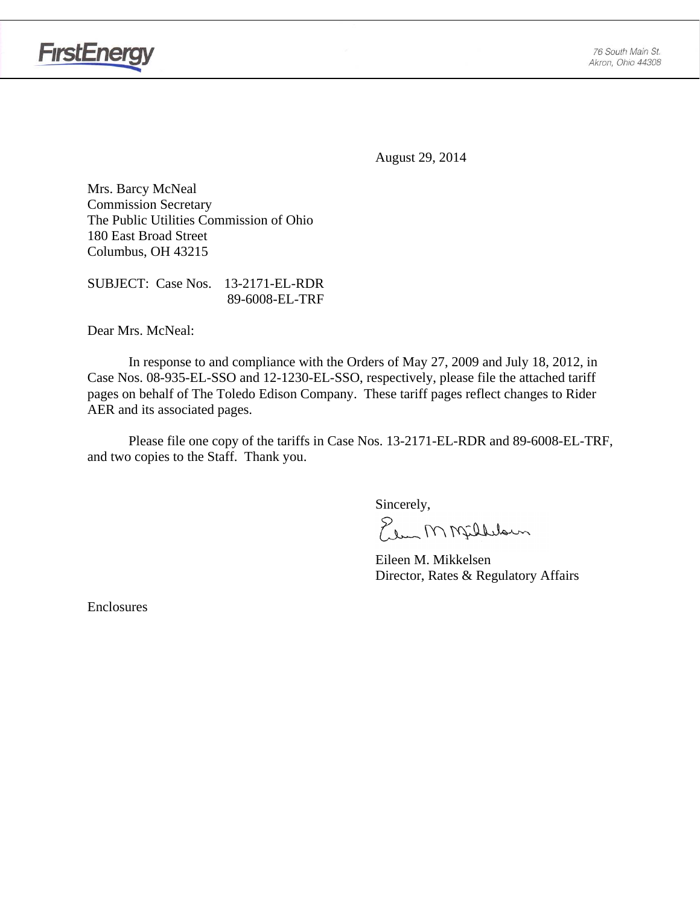FirstEnergy

76 South Main St.
Akron, Ohio 44308

August 29, 2014

Mrs. Barcy McNeal
Commission Secretary
The Public Utilities Commission of Ohio
180 East Broad Street
Columbus, OH 43215

SUBJECT: Case Nos. 13-2171-EL-RDR
89-6008-EL-TRF

Dear Mrs. McNeal:

In response to and compliance with the Orders of May 27, 2009 and July 18, 2012, in Case Nos. 08-935-EL-SSO and 12-1230-EL-SSO, respectively, please file the attached tariff pages on behalf of The Toledo Edison Company. These tariff pages reflect changes to Rider AER and its associated pages.

Please file one copy of the tariffs in Case Nos. 13-2171-EL-RDR and 89-6008-EL-TRF, and two copies to the Staff. Thank you.

Sincerely,

Eileen M. Mikkelsen
Director, Rates & Regulatory Affairs

Enclosures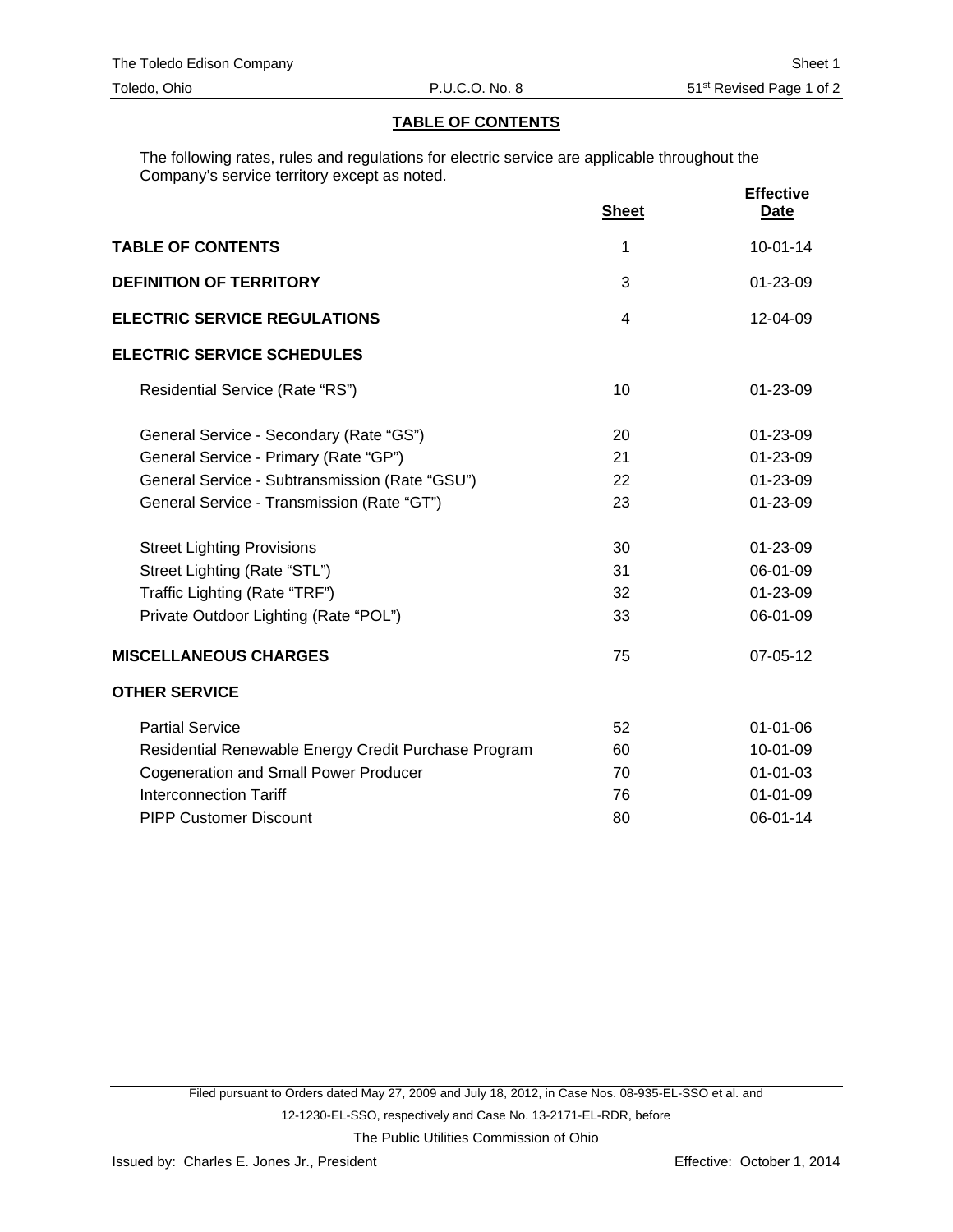The Toledo Edison Company — Sheet 1

Toledo, Ohio — P.U.C.O. No. 8 — 51st Revised Page 1 of 2

## TABLE OF CONTENTS

The following rates, rules and regulations for electric service are applicable throughout the Company's service territory except as noted.

| | Sheet | Effective Date |
|---|---|---|
| **TABLE OF CONTENTS** | 1 | 10-01-14 |
| **DEFINITION OF TERRITORY** | 3 | 01-23-09 |
| **ELECTRIC SERVICE REGULATIONS** | 4 | 12-04-09 |
| **ELECTRIC SERVICE SCHEDULES** | | |
| Residential Service (Rate "RS") | 10 | 01-23-09 |
| General Service - Secondary (Rate "GS") | 20 | 01-23-09 |
| General Service - Primary (Rate "GP") | 21 | 01-23-09 |
| General Service - Subtransmission (Rate "GSU") | 22 | 01-23-09 |
| General Service - Transmission (Rate "GT") | 23 | 01-23-09 |
| Street Lighting Provisions | 30 | 01-23-09 |
| Street Lighting (Rate "STL") | 31 | 06-01-09 |
| Traffic Lighting (Rate "TRF") | 32 | 01-23-09 |
| Private Outdoor Lighting (Rate "POL") | 33 | 06-01-09 |
| **MISCELLANEOUS CHARGES** | 75 | 07-05-12 |
| **OTHER SERVICE** | | |
| Partial Service | 52 | 01-01-06 |
| Residential Renewable Energy Credit Purchase Program | 60 | 10-01-09 |
| Cogeneration and Small Power Producer | 70 | 01-01-03 |
| Interconnection Tariff | 76 | 01-01-09 |
| PIPP Customer Discount | 80 | 06-01-14 |

Filed pursuant to Orders dated May 27, 2009 and July 18, 2012, in Case Nos. 08-935-EL-SSO et al. and 12-1230-EL-SSO, respectively and Case No. 13-2171-EL-RDR, before The Public Utilities Commission of Ohio

Issued by: Charles E. Jones Jr., President — Effective: October 1, 2014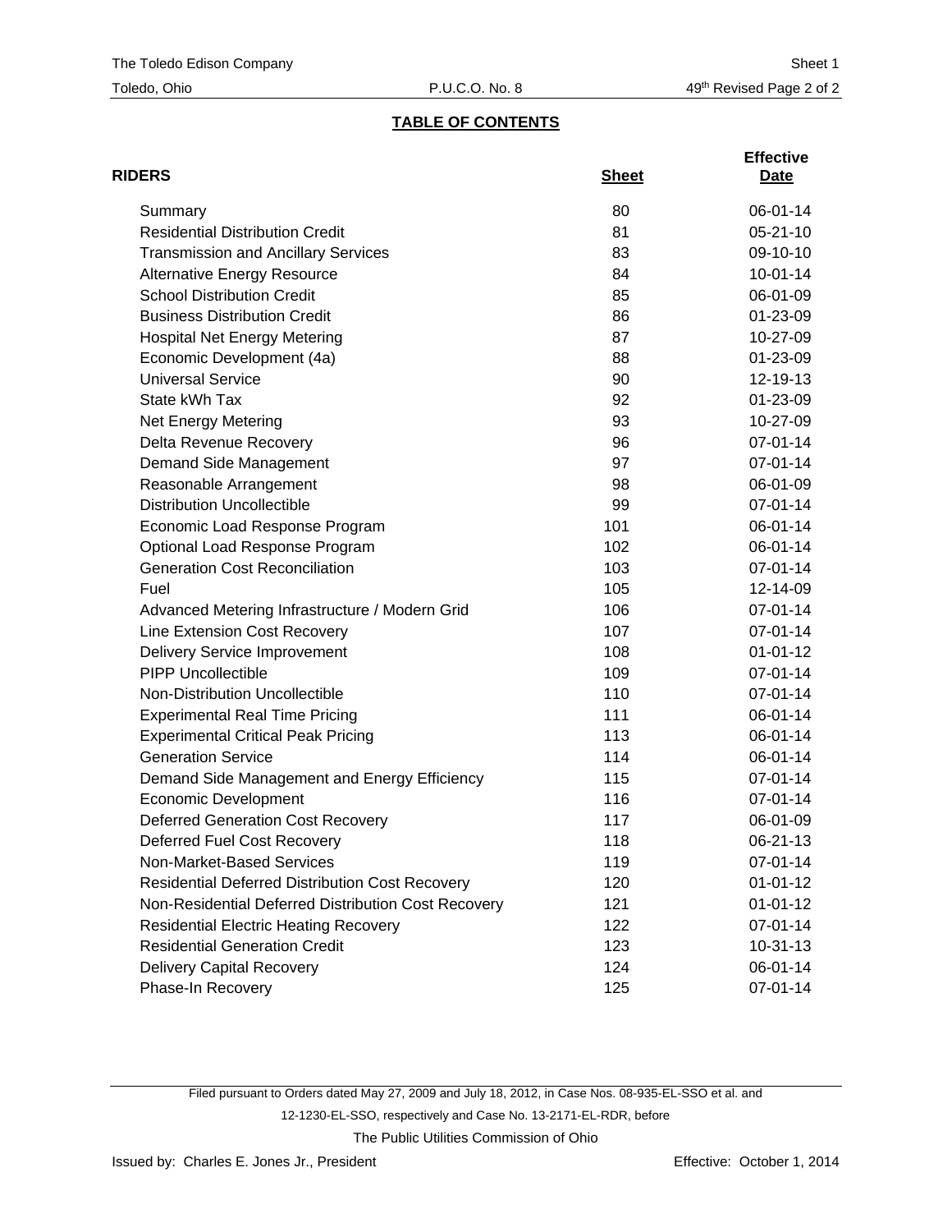The Toledo Edison Company — Sheet 1

Toledo, Ohio — P.U.C.O. No. 8 — 49th Revised Page 2 of 2

## TABLE OF CONTENTS

| RIDERS | Sheet | Effective Date |
|---|---|---|
| Summary | 80 | 06-01-14 |
| Residential Distribution Credit | 81 | 05-21-10 |
| Transmission and Ancillary Services | 83 | 09-10-10 |
| Alternative Energy Resource | 84 | 10-01-14 |
| School Distribution Credit | 85 | 06-01-09 |
| Business Distribution Credit | 86 | 01-23-09 |
| Hospital Net Energy Metering | 87 | 10-27-09 |
| Economic Development (4a) | 88 | 01-23-09 |
| Universal Service | 90 | 12-19-13 |
| State kWh Tax | 92 | 01-23-09 |
| Net Energy Metering | 93 | 10-27-09 |
| Delta Revenue Recovery | 96 | 07-01-14 |
| Demand Side Management | 97 | 07-01-14 |
| Reasonable Arrangement | 98 | 06-01-09 |
| Distribution Uncollectible | 99 | 07-01-14 |
| Economic Load Response Program | 101 | 06-01-14 |
| Optional Load Response Program | 102 | 06-01-14 |
| Generation Cost Reconciliation | 103 | 07-01-14 |
| Fuel | 105 | 12-14-09 |
| Advanced Metering Infrastructure / Modern Grid | 106 | 07-01-14 |
| Line Extension Cost Recovery | 107 | 07-01-14 |
| Delivery Service Improvement | 108 | 01-01-12 |
| PIPP Uncollectible | 109 | 07-01-14 |
| Non-Distribution Uncollectible | 110 | 07-01-14 |
| Experimental Real Time Pricing | 111 | 06-01-14 |
| Experimental Critical Peak Pricing | 113 | 06-01-14 |
| Generation Service | 114 | 06-01-14 |
| Demand Side Management and Energy Efficiency | 115 | 07-01-14 |
| Economic Development | 116 | 07-01-14 |
| Deferred Generation Cost Recovery | 117 | 06-01-09 |
| Deferred Fuel Cost Recovery | 118 | 06-21-13 |
| Non-Market-Based Services | 119 | 07-01-14 |
| Residential Deferred Distribution Cost Recovery | 120 | 01-01-12 |
| Non-Residential Deferred Distribution Cost Recovery | 121 | 01-01-12 |
| Residential Electric Heating Recovery | 122 | 07-01-14 |
| Residential Generation Credit | 123 | 10-31-13 |
| Delivery Capital Recovery | 124 | 06-01-14 |
| Phase-In Recovery | 125 | 07-01-14 |

Filed pursuant to Orders dated May 27, 2009 and July 18, 2012, in Case Nos. 08-935-EL-SSO et al. and 12-1230-EL-SSO, respectively and Case No. 13-2171-EL-RDR, before

The Public Utilities Commission of Ohio

Issued by: Charles E. Jones Jr., President — Effective: October 1, 2014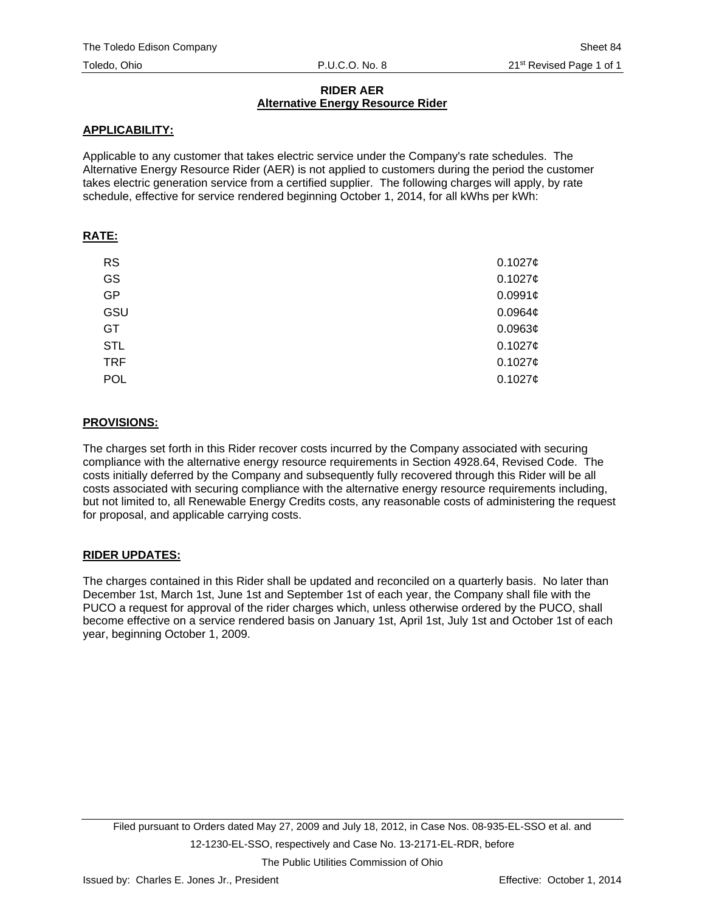The Toledo Edison Company — Sheet 84

Toledo, Ohio — P.U.C.O. No. 8 — 21st Revised Page 1 of 1

## RIDER AER
## Alternative Energy Resource Rider

**APPLICABILITY:**

Applicable to any customer that takes electric service under the Company's rate schedules. The Alternative Energy Resource Rider (AER) is not applied to customers during the period the customer takes electric generation service from a certified supplier. The following charges will apply, by rate schedule, effective for service rendered beginning October 1, 2014, for all kWhs per kWh:

**RATE:**

| | |
|---|---|
| RS | 0.1027¢ |
| GS | 0.1027¢ |
| GP | 0.0991¢ |
| GSU | 0.0964¢ |
| GT | 0.0963¢ |
| STL | 0.1027¢ |
| TRF | 0.1027¢ |
| POL | 0.1027¢ |

**PROVISIONS:**

The charges set forth in this Rider recover costs incurred by the Company associated with securing compliance with the alternative energy resource requirements in Section 4928.64, Revised Code. The costs initially deferred by the Company and subsequently fully recovered through this Rider will be all costs associated with securing compliance with the alternative energy resource requirements including, but not limited to, all Renewable Energy Credits costs, any reasonable costs of administering the request for proposal, and applicable carrying costs.

**RIDER UPDATES:**

The charges contained in this Rider shall be updated and reconciled on a quarterly basis. No later than December 1st, March 1st, June 1st and September 1st of each year, the Company shall file with the PUCO a request for approval of the rider charges which, unless otherwise ordered by the PUCO, shall become effective on a service rendered basis on January 1st, April 1st, July 1st and October 1st of each year, beginning October 1, 2009.

Filed pursuant to Orders dated May 27, 2009 and July 18, 2012, in Case Nos. 08-935-EL-SSO et al. and 12-1230-EL-SSO, respectively and Case No. 13-2171-EL-RDR, before The Public Utilities Commission of Ohio

Issued by: Charles E. Jones Jr., President — Effective: October 1, 2014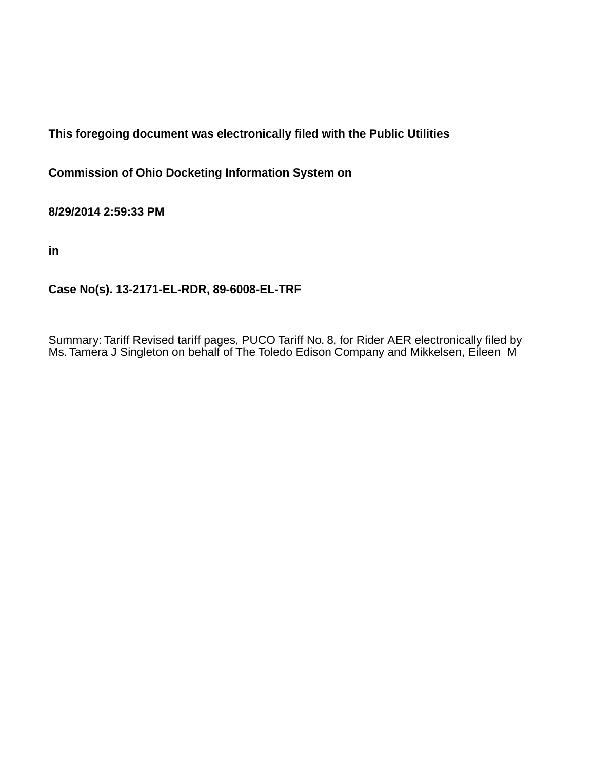**This foregoing document was electronically filed with the Public Utilities**

**Commission of Ohio Docketing Information System on**

**8/29/2014 2:59:33 PM**

**in**

**Case No(s). 13-2171-EL-RDR, 89-6008-EL-TRF**

Summary: Tariff Revised tariff pages, PUCO Tariff No. 8, for Rider AER electronically filed by Ms. Tamera J Singleton on behalf of The Toledo Edison Company and Mikkelsen, Eileen M